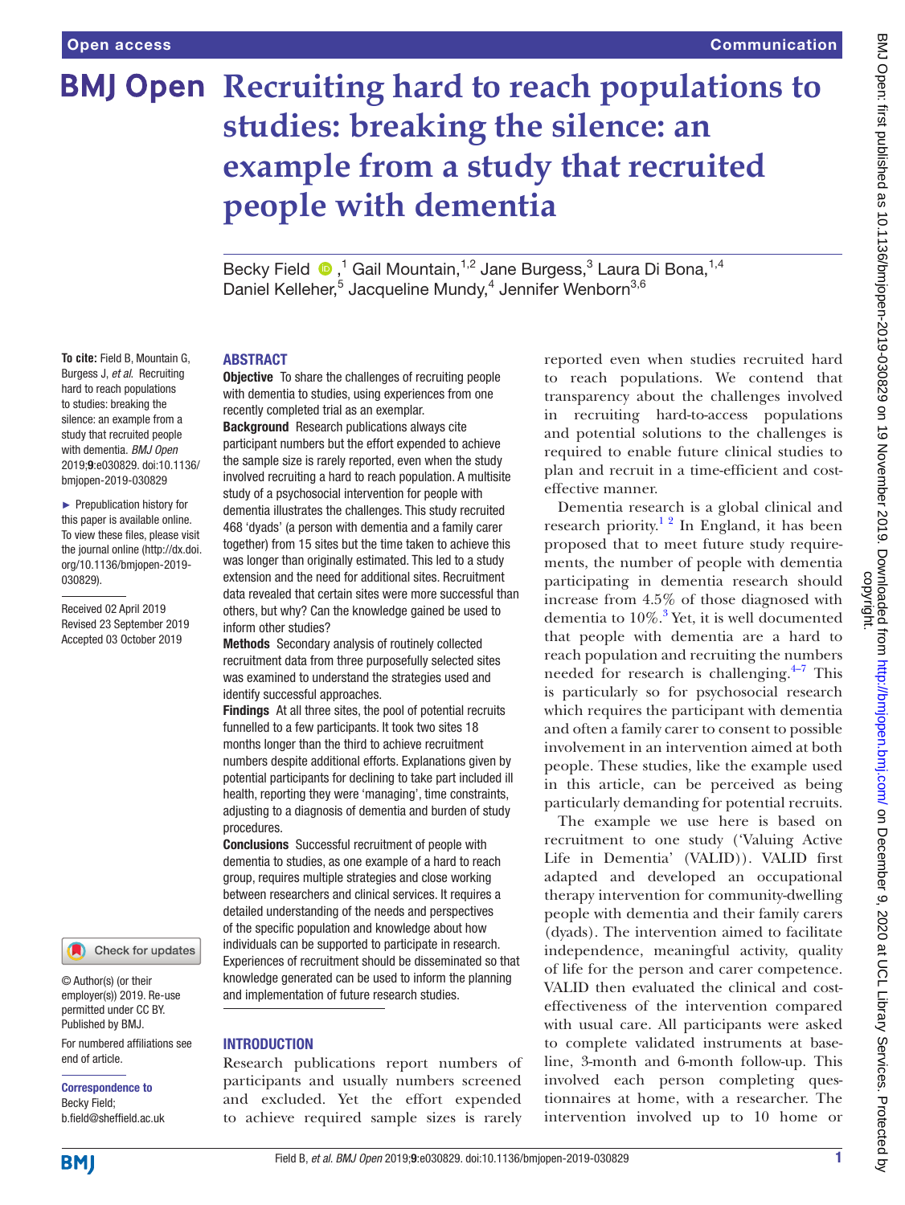# Recruiting hard to reach populations to studies: breaking the silence: an example from a study that recruited people with dementia

Becky Field,[1] Gail Mountain,[1,2] Jane Burgess,[3] Laura Di Bona,[1,4] Daniel Kelleher,[5] Jacqueline Mundy,[4] Jennifer Wenborn[3,6]

**To cite:** Field B, Mountain G, Burgess J, *et al*. Recruiting hard to reach populations to studies: breaking the silence: an example from a study that recruited people with dementia. *BMJ Open* 2019;**9**:e030829. doi:10.1136/bmjopen-2019-030829

► Prepublication history for this paper is available online. To view these files, please visit the journal online (http://dx.doi.org/10.1136/bmjopen-2019-030829).

Received 02 April 2019
Revised 23 September 2019
Accepted 03 October 2019

© Author(s) (or their employer(s)) 2019. Re-use permitted under CC BY. Published by BMJ.

For numbered affiliations see end of article.

**Correspondence to**
Becky Field;
b.field@sheffield.ac.uk

## ABSTRACT

**Objective** To share the challenges of recruiting people with dementia to studies, using experiences from one recently completed trial as an exemplar.

**Background** Research publications always cite participant numbers but the effort expended to achieve the sample size is rarely reported, even when the study involved recruiting a hard to reach population. A multisite study of a psychosocial intervention for people with dementia illustrates the challenges. This study recruited 468 'dyads' (a person with dementia and a family carer together) from 15 sites but the time taken to achieve this was longer than originally estimated. This led to a study extension and the need for additional sites. Recruitment data revealed that certain sites were more successful than others, but why? Can the knowledge gained be used to inform other studies?

**Methods** Secondary analysis of routinely collected recruitment data from three purposefully selected sites was examined to understand the strategies used and identify successful approaches.

**Findings** At all three sites, the pool of potential recruits funnelled to a few participants. It took two sites 18 months longer than the third to achieve recruitment numbers despite additional efforts. Explanations given by potential participants for declining to take part included ill health, reporting they were 'managing', time constraints, adjusting to a diagnosis of dementia and burden of study procedures.

**Conclusions** Successful recruitment of people with dementia to studies, as one example of a hard to reach group, requires multiple strategies and close working between researchers and clinical services. It requires a detailed understanding of the needs and perspectives of the specific population and knowledge about how individuals can be supported to participate in research. Experiences of recruitment should be disseminated so that knowledge generated can be used to inform the planning and implementation of future research studies.

## INTRODUCTION

Research publications report numbers of participants and usually numbers screened and excluded. Yet the effort expended to achieve required sample sizes is rarely reported even when studies recruited hard to reach populations. We contend that transparency about the challenges involved in recruiting hard-to-access populations and potential solutions to the challenges is required to enable future clinical studies to plan and recruit in a time-efficient and cost-effective manner.

Dementia research is a global clinical and research priority.[1 2] In England, it has been proposed that to meet future study requirements, the number of people with dementia participating in dementia research should increase from 4.5% of those diagnosed with dementia to 10%.[3] Yet, it is well documented that people with dementia are a hard to reach population and recruiting the numbers needed for research is challenging.[4–7] This is particularly so for psychosocial research which requires the participant with dementia and often a family carer to consent to possible involvement in an intervention aimed at both people. These studies, like the example used in this article, can be perceived as being particularly demanding for potential recruits.

The example we use here is based on recruitment to one study ('Valuing Active Life in Dementia' (VALID)). VALID first adapted and developed an occupational therapy intervention for community-dwelling people with dementia and their family carers (dyads). The intervention aimed to facilitate independence, meaningful activity, quality of life for the person and carer competence. VALID then evaluated the clinical and cost-effectiveness of the intervention compared with usual care. All participants were asked to complete validated instruments at baseline, 3-month and 6-month follow-up. This involved each person completing questionnaires at home, with a researcher. The intervention involved up to 10 home or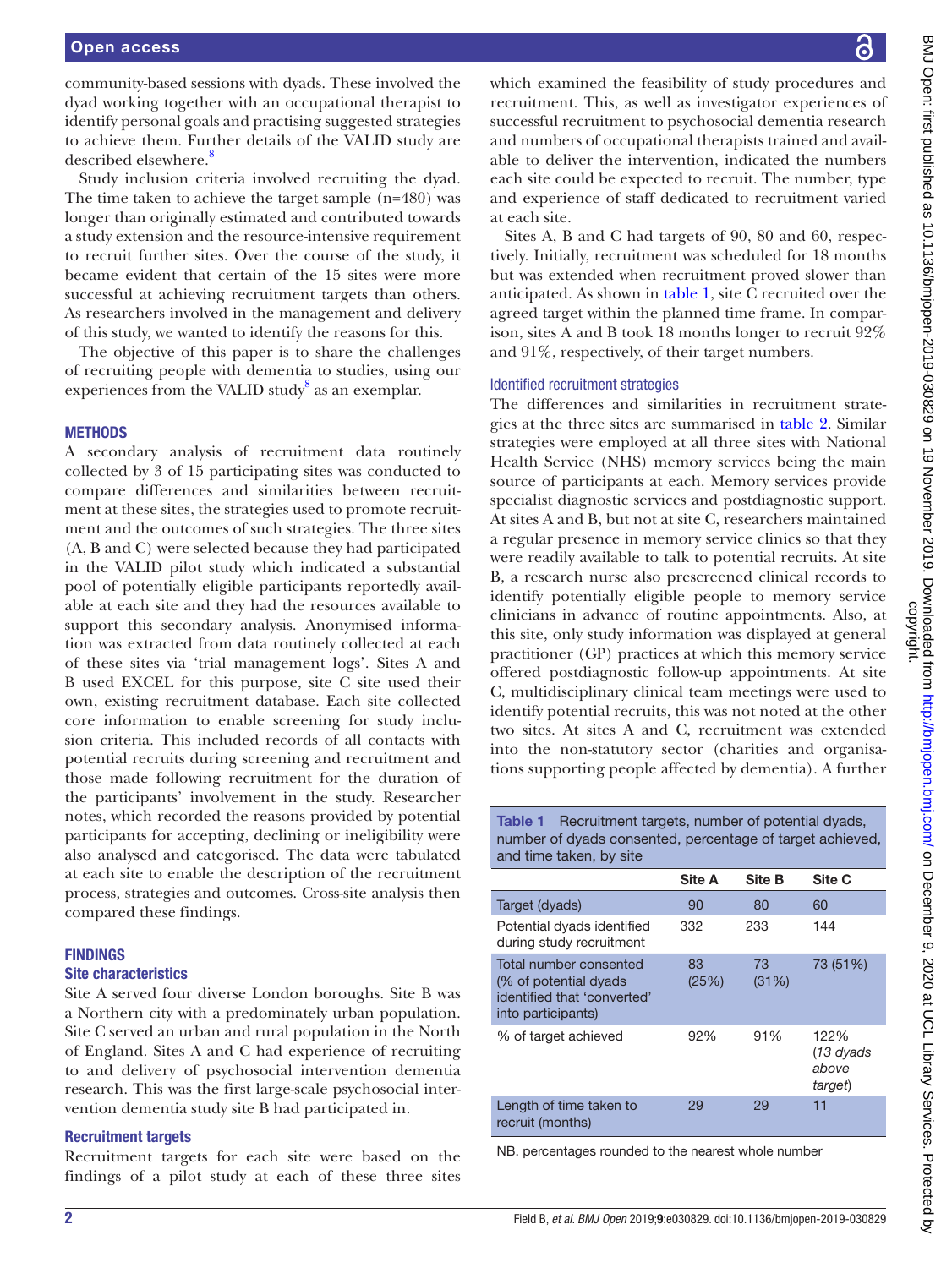community-based sessions with dyads. These involved the dyad working together with an occupational therapist to identify personal goals and practising suggested strategies to achieve them. Further details of the VALID study are described elsewhere.[8]

Study inclusion criteria involved recruiting the dyad. The time taken to achieve the target sample (n=480) was longer than originally estimated and contributed towards a study extension and the resource-intensive requirement to recruit further sites. Over the course of the study, it became evident that certain of the 15 sites were more successful at achieving recruitment targets than others. As researchers involved in the management and delivery of this study, we wanted to identify the reasons for this.

The objective of this paper is to share the challenges of recruiting people with dementia to studies, using our experiences from the VALID study[8] as an exemplar.

## METHODS

A secondary analysis of recruitment data routinely collected by 3 of 15 participating sites was conducted to compare differences and similarities between recruitment at these sites, the strategies used to promote recruitment and the outcomes of such strategies. The three sites (A, B and C) were selected because they had participated in the VALID pilot study which indicated a substantial pool of potentially eligible participants reportedly available at each site and they had the resources available to support this secondary analysis. Anonymised information was extracted from data routinely collected at each of these sites via 'trial management logs'. Sites A and B used EXCEL for this purpose, site C site used their own, existing recruitment database. Each site collected core information to enable screening for study inclusion criteria. This included records of all contacts with potential recruits during screening and recruitment and those made following recruitment for the duration of the participants' involvement in the study. Researcher notes, which recorded the reasons provided by potential participants for accepting, declining or ineligibility were also analysed and categorised. The data were tabulated at each site to enable the description of the recruitment process, strategies and outcomes. Cross-site analysis then compared these findings.

## FINDINGS

### Site characteristics

Site A served four diverse London boroughs. Site B was a Northern city with a predominately urban population. Site C served an urban and rural population in the North of England. Sites A and C had experience of recruiting to and delivery of psychosocial intervention dementia research. This was the first large-scale psychosocial intervention dementia study site B had participated in.

### Recruitment targets

Recruitment targets for each site were based on the findings of a pilot study at each of these three sites which examined the feasibility of study procedures and recruitment. This, as well as investigator experiences of successful recruitment to psychosocial dementia research and numbers of occupational therapists trained and available to deliver the intervention, indicated the numbers each site could be expected to recruit. The number, type and experience of staff dedicated to recruitment varied at each site.

Sites A, B and C had targets of 90, 80 and 60, respectively. Initially, recruitment was scheduled for 18 months but was extended when recruitment proved slower than anticipated. As shown in table 1, site C recruited over the agreed target within the planned time frame. In comparison, sites A and B took 18 months longer to recruit 92% and 91%, respectively, of their target numbers.

### Identified recruitment strategies

The differences and similarities in recruitment strategies at the three sites are summarised in table 2. Similar strategies were employed at all three sites with National Health Service (NHS) memory services being the main source of participants at each. Memory services provide specialist diagnostic services and postdiagnostic support. At sites A and B, but not at site C, researchers maintained a regular presence in memory service clinics so that they were readily available to talk to potential recruits. At site B, a research nurse also prescreened clinical records to identify potentially eligible people to memory service clinicians in advance of routine appointments. Also, at this site, only study information was displayed at general practitioner (GP) practices at which this memory service offered postdiagnostic follow-up appointments. At site C, multidisciplinary clinical team meetings were used to identify potential recruits, this was not noted at the other two sites. At sites A and C, recruitment was extended into the non-statutory sector (charities and organisations supporting people affected by dementia). A further

**Table 1** Recruitment targets, number of potential dyads, number of dyads consented, percentage of target achieved, and time taken, by site

| | Site A | Site B | Site C |
|---|---|---|---|
| Target (dyads) | 90 | 80 | 60 |
| Potential dyads identified during study recruitment | 332 | 233 | 144 |
| Total number consented (% of potential dyads identified that 'converted' into participants) | 83 (25%) | 73 (31%) | 73 (51%) |
| % of target achieved | 92% | 91% | 122% (*13 dyads above target*) |
| Length of time taken to recruit (months) | 29 | 29 | 11 |

NB. percentages rounded to the nearest whole number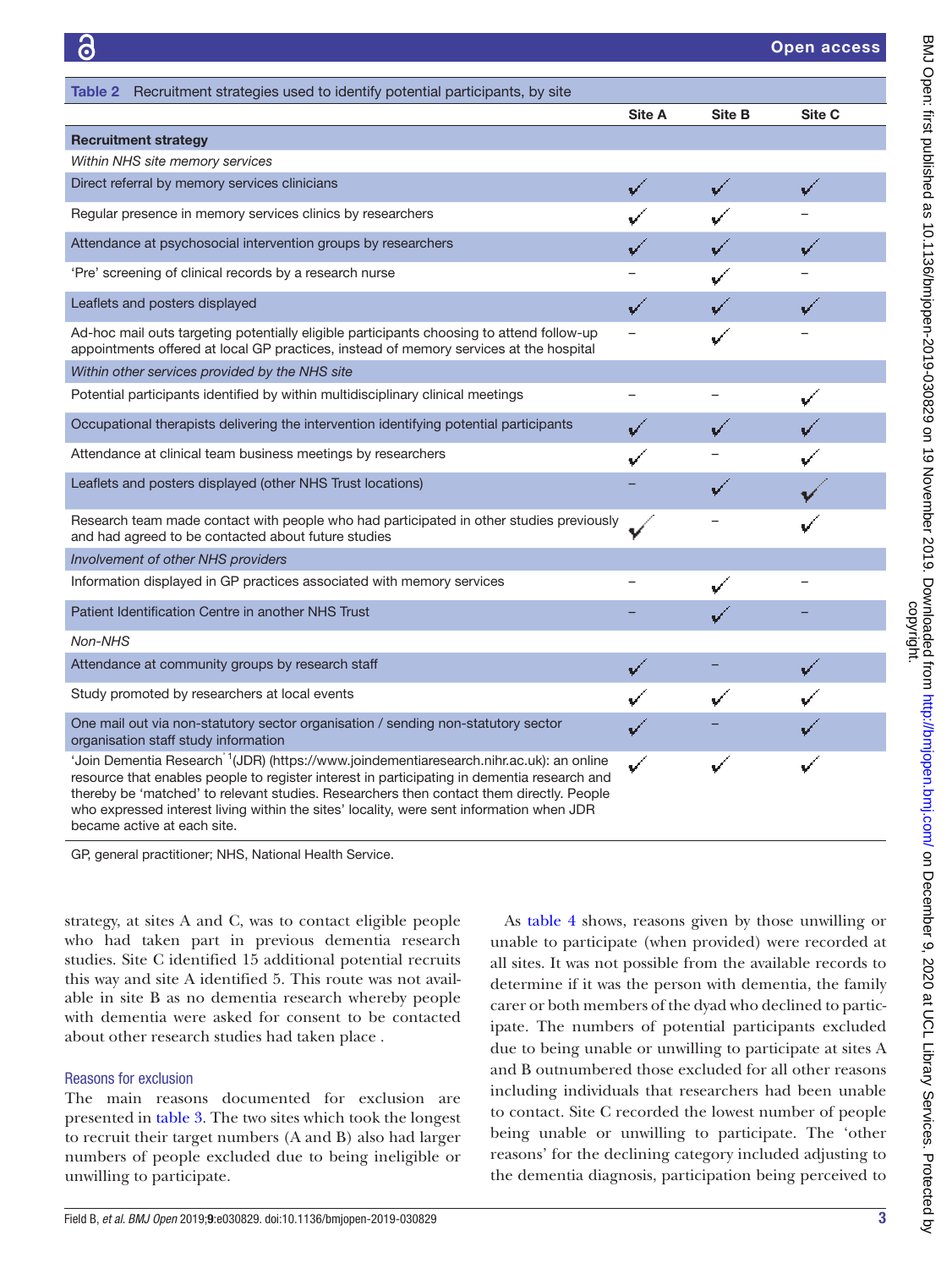**Table 2** Recruitment strategies used to identify potential participants, by site

| | Site A | Site B | Site C |
|---|---|---|---|
| **Recruitment strategy** | | | |
| *Within NHS site memory services* | | | |
| Direct referral by memory services clinicians | ✓ | ✓ | ✓ |
| Regular presence in memory services clinics by researchers | ✓ | ✓ | – |
| Attendance at psychosocial intervention groups by researchers | ✓ | ✓ | ✓ |
| 'Pre' screening of clinical records by a research nurse | – | ✓ | – |
| Leaflets and posters displayed | ✓ | ✓ | ✓ |
| Ad-hoc mail outs targeting potentially eligible participants choosing to attend follow-up appointments offered at local GP practices, instead of memory services at the hospital | – | ✓ | – |
| *Within other services provided by the NHS site* | | | |
| Potential participants identified by within multidisciplinary clinical meetings | – | – | ✓ |
| Occupational therapists delivering the intervention identifying potential participants | ✓ | ✓ | ✓ |
| Attendance at clinical team business meetings by researchers | ✓ | – | ✓ |
| Leaflets and posters displayed (other NHS Trust locations) | – | ✓ | ✓ |
| Research team made contact with people who had participated in other studies previously and had agreed to be contacted about future studies | ✓ | – | ✓ |
| *Involvement of other NHS providers* | | | |
| Information displayed in GP practices associated with memory services | – | ✓ | – |
| Patient Identification Centre in another NHS Trust | – | ✓ | – |
| *Non-NHS* | | | |
| Attendance at community groups by research staff | ✓ | – | ✓ |
| Study promoted by researchers at local events | ✓ | ✓ | ✓ |
| One mail out via non-statutory sector organisation / sending non-statutory sector organisation staff study information | ✓ | – | ✓ |
| 'Join Dementia Research'[1](JDR) (https://www.joindementiaresearch.nihr.ac.uk): an online resource that enables people to register interest in participating in dementia research and thereby be 'matched' to relevant studies. Researchers then contact them directly. People who expressed interest living within the sites' locality, were sent information when JDR became active at each site. | ✓ | ✓ | ✓ |

GP, general practitioner; NHS, National Health Service.

strategy, at sites A and C, was to contact eligible people who had taken part in previous dementia research studies. Site C identified 15 additional potential recruits this way and site A identified 5. This route was not available in site B as no dementia research whereby people with dementia were asked for consent to be contacted about other research studies had taken place .

### Reasons for exclusion

The main reasons documented for exclusion are presented in table 3. The two sites which took the longest to recruit their target numbers (A and B) also had larger numbers of people excluded due to being ineligible or unwilling to participate.

As table 4 shows, reasons given by those unwilling or unable to participate (when provided) were recorded at all sites. It was not possible from the available records to determine if it was the person with dementia, the family carer or both members of the dyad who declined to participate. The numbers of potential participants excluded due to being unable or unwilling to participate at sites A and B outnumbered those excluded for all other reasons including individuals that researchers had been unable to contact. Site C recorded the lowest number of people being unable or unwilling to participate. The 'other reasons' for the declining category included adjusting to the dementia diagnosis, participation being perceived to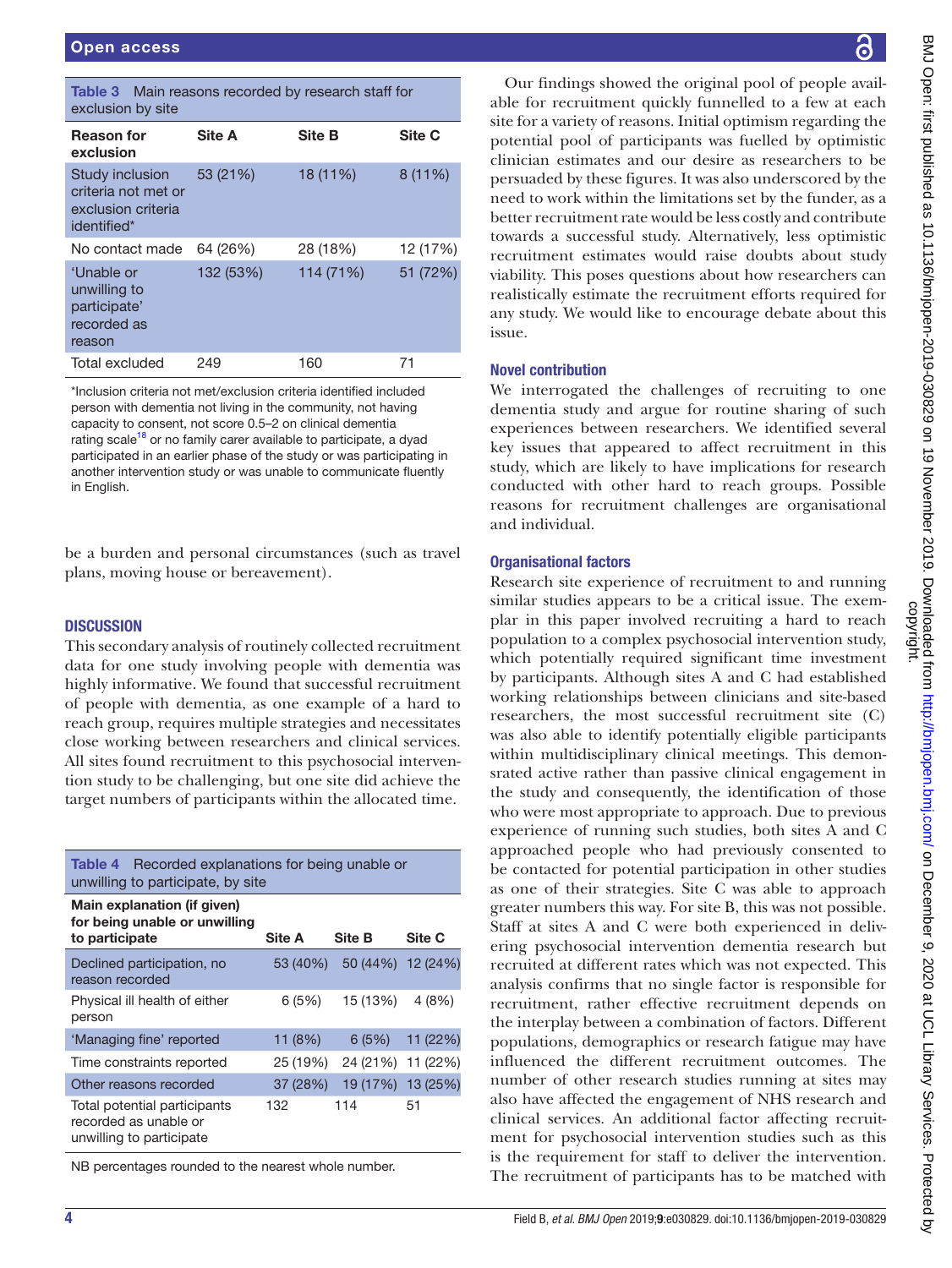Table 3 Main reasons recorded by research staff for exclusion by site

| Reason for exclusion | Site A | Site B | Site C |
|---|---|---|---|
| Study inclusion criteria not met or exclusion criteria identified* | 53 (21%) | 18 (11%) | 8 (11%) |
| No contact made | 64 (26%) | 28 (18%) | 12 (17%) |
| 'Unable or unwilling to participate' recorded as reason | 132 (53%) | 114 (71%) | 51 (72%) |
| Total excluded | 249 | 160 | 71 |

*Inclusion criteria not met/exclusion criteria identified included person with dementia not living in the community, not having capacity to consent, not score 0.5–2 on clinical dementia rating scale[18] or no family carer available to participate, a dyad participated in an earlier phase of the study or was participating in another intervention study or was unable to communicate fluently in English.

be a burden and personal circumstances (such as travel plans, moving house or bereavement).

## DISCUSSION

This secondary analysis of routinely collected recruitment data for one study involving people with dementia was highly informative. We found that successful recruitment of people with dementia, as one example of a hard to reach group, requires multiple strategies and necessitates close working between researchers and clinical services. All sites found recruitment to this psychosocial intervention study to be challenging, but one site did achieve the target numbers of participants within the allocated time.

Table 4 Recorded explanations for being unable or unwilling to participate, by site

| Main explanation (if given) for being unable or unwilling to participate | Site A | Site B | Site C |
|---|---|---|---|
| Declined participation, no reason recorded | 53 (40%) | 50 (44%) | 12 (24%) |
| Physical ill health of either person | 6 (5%) | 15 (13%) | 4 (8%) |
| 'Managing fine' reported | 11 (8%) | 6 (5%) | 11 (22%) |
| Time constraints reported | 25 (19%) | 24 (21%) | 11 (22%) |
| Other reasons recorded | 37 (28%) | 19 (17%) | 13 (25%) |
| Total potential participants recorded as unable or unwilling to participate | 132 | 114 | 51 |

NB percentages rounded to the nearest whole number.

Our findings showed the original pool of people available for recruitment quickly funnelled to a few at each site for a variety of reasons. Initial optimism regarding the potential pool of participants was fuelled by optimistic clinician estimates and our desire as researchers to be persuaded by these figures. It was also underscored by the need to work within the limitations set by the funder, as a better recruitment rate would be less costly and contribute towards a successful study. Alternatively, less optimistic recruitment estimates would raise doubts about study viability. This poses questions about how researchers can realistically estimate the recruitment efforts required for any study. We would like to encourage debate about this issue.

### Novel contribution

We interrogated the challenges of recruiting to one dementia study and argue for routine sharing of such experiences between researchers. We identified several key issues that appeared to affect recruitment in this study, which are likely to have implications for research conducted with other hard to reach groups. Possible reasons for recruitment challenges are organisational and individual.

### Organisational factors

Research site experience of recruitment to and running similar studies appears to be a critical issue. The exemplar in this paper involved recruiting a hard to reach population to a complex psychosocial intervention study, which potentially required significant time investment by participants. Although sites A and C had established working relationships between clinicians and site-based researchers, the most successful recruitment site (C) was also able to identify potentially eligible participants within multidisciplinary clinical meetings. This demonstrated active rather than passive clinical engagement in the study and consequently, the identification of those who were most appropriate to approach. Due to previous experience of running such studies, both sites A and C approached people who had previously consented to be contacted for potential participation in other studies as one of their strategies. Site C was able to approach greater numbers this way. For site B, this was not possible. Staff at sites A and C were both experienced in delivering psychosocial intervention dementia research but recruited at different rates which was not expected. This analysis confirms that no single factor is responsible for recruitment, rather effective recruitment depends on the interplay between a combination of factors. Different populations, demographics or research fatigue may have influenced the different recruitment outcomes. The number of other research studies running at sites may also have affected the engagement of NHS research and clinical services. An additional factor affecting recruitment for psychosocial intervention studies such as this is the requirement for staff to deliver the intervention. The recruitment of participants has to be matched with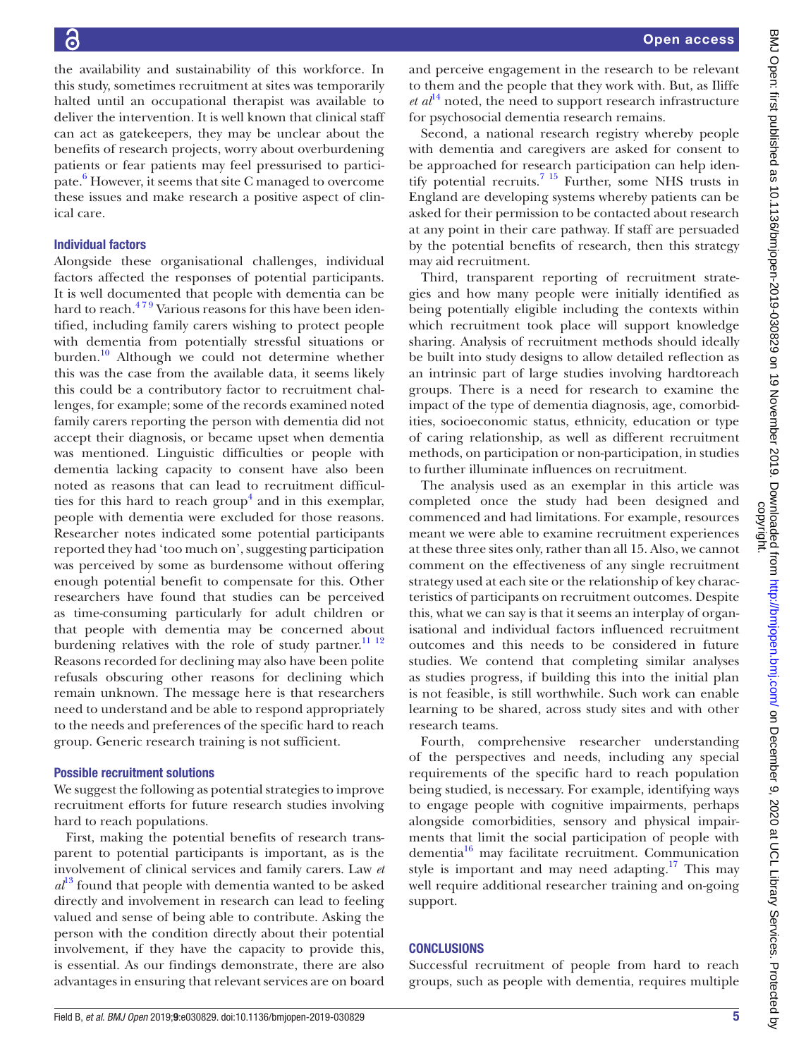the availability and sustainability of this workforce. In this study, sometimes recruitment at sites was temporarily halted until an occupational therapist was available to deliver the intervention. It is well known that clinical staff can act as gatekeepers, they may be unclear about the benefits of research projects, worry about overburdening patients or fear patients may feel pressurised to participate.[6] However, it seems that site C managed to overcome these issues and make research a positive aspect of clinical care.

### Individual factors

Alongside these organisational challenges, individual factors affected the responses of potential participants. It is well documented that people with dementia can be hard to reach.[4 7 9] Various reasons for this have been identified, including family carers wishing to protect people with dementia from potentially stressful situations or burden.[10] Although we could not determine whether this was the case from the available data, it seems likely this could be a contributory factor to recruitment challenges, for example; some of the records examined noted family carers reporting the person with dementia did not accept their diagnosis, or became upset when dementia was mentioned. Linguistic difficulties or people with dementia lacking capacity to consent have also been noted as reasons that can lead to recruitment difficulties for this hard to reach group[4] and in this exemplar, people with dementia were excluded for those reasons. Researcher notes indicated some potential participants reported they had 'too much on', suggesting participation was perceived by some as burdensome without offering enough potential benefit to compensate for this. Other researchers have found that studies can be perceived as time-consuming particularly for adult children or that people with dementia may be concerned about burdening relatives with the role of study partner.[11 12] Reasons recorded for declining may also have been polite refusals obscuring other reasons for declining which remain unknown. The message here is that researchers need to understand and be able to respond appropriately to the needs and preferences of the specific hard to reach group. Generic research training is not sufficient.

### Possible recruitment solutions

We suggest the following as potential strategies to improve recruitment efforts for future research studies involving hard to reach populations.

First, making the potential benefits of research transparent to potential participants is important, as is the involvement of clinical services and family carers. Law *et al*[13] found that people with dementia wanted to be asked directly and involvement in research can lead to feeling valued and sense of being able to contribute. Asking the person with the condition directly about their potential involvement, if they have the capacity to provide this, is essential. As our findings demonstrate, there are also advantages in ensuring that relevant services are on board and perceive engagement in the research to be relevant to them and the people that they work with. But, as Iliffe *et al*[14] noted, the need to support research infrastructure for psychosocial dementia research remains.

Second, a national research registry whereby people with dementia and caregivers are asked for consent to be approached for research participation can help identify potential recruits.[7 15] Further, some NHS trusts in England are developing systems whereby patients can be asked for their permission to be contacted about research at any point in their care pathway. If staff are persuaded by the potential benefits of research, then this strategy may aid recruitment.

Third, transparent reporting of recruitment strategies and how many people were initially identified as being potentially eligible including the contexts within which recruitment took place will support knowledge sharing. Analysis of recruitment methods should ideally be built into study designs to allow detailed reflection as an intrinsic part of large studies involving hardtoreach groups. There is a need for research to examine the impact of the type of dementia diagnosis, age, comorbidities, socioeconomic status, ethnicity, education or type of caring relationship, as well as different recruitment methods, on participation or non-participation, in studies to further illuminate influences on recruitment.

The analysis used as an exemplar in this article was completed once the study had been designed and commenced and had limitations. For example, resources meant we were able to examine recruitment experiences at these three sites only, rather than all 15. Also, we cannot comment on the effectiveness of any single recruitment strategy used at each site or the relationship of key characteristics of participants on recruitment outcomes. Despite this, what we can say is that it seems an interplay of organisational and individual factors influenced recruitment outcomes and this needs to be considered in future studies. We contend that completing similar analyses as studies progress, if building this into the initial plan is not feasible, is still worthwhile. Such work can enable learning to be shared, across study sites and with other research teams.

Fourth, comprehensive researcher understanding of the perspectives and needs, including any special requirements of the specific hard to reach population being studied, is necessary. For example, identifying ways to engage people with cognitive impairments, perhaps alongside comorbidities, sensory and physical impairments that limit the social participation of people with dementia[16] may facilitate recruitment. Communication style is important and may need adapting.[17] This may well require additional researcher training and on-going support.

## CONCLUSIONS

Successful recruitment of people from hard to reach groups, such as people with dementia, requires multiple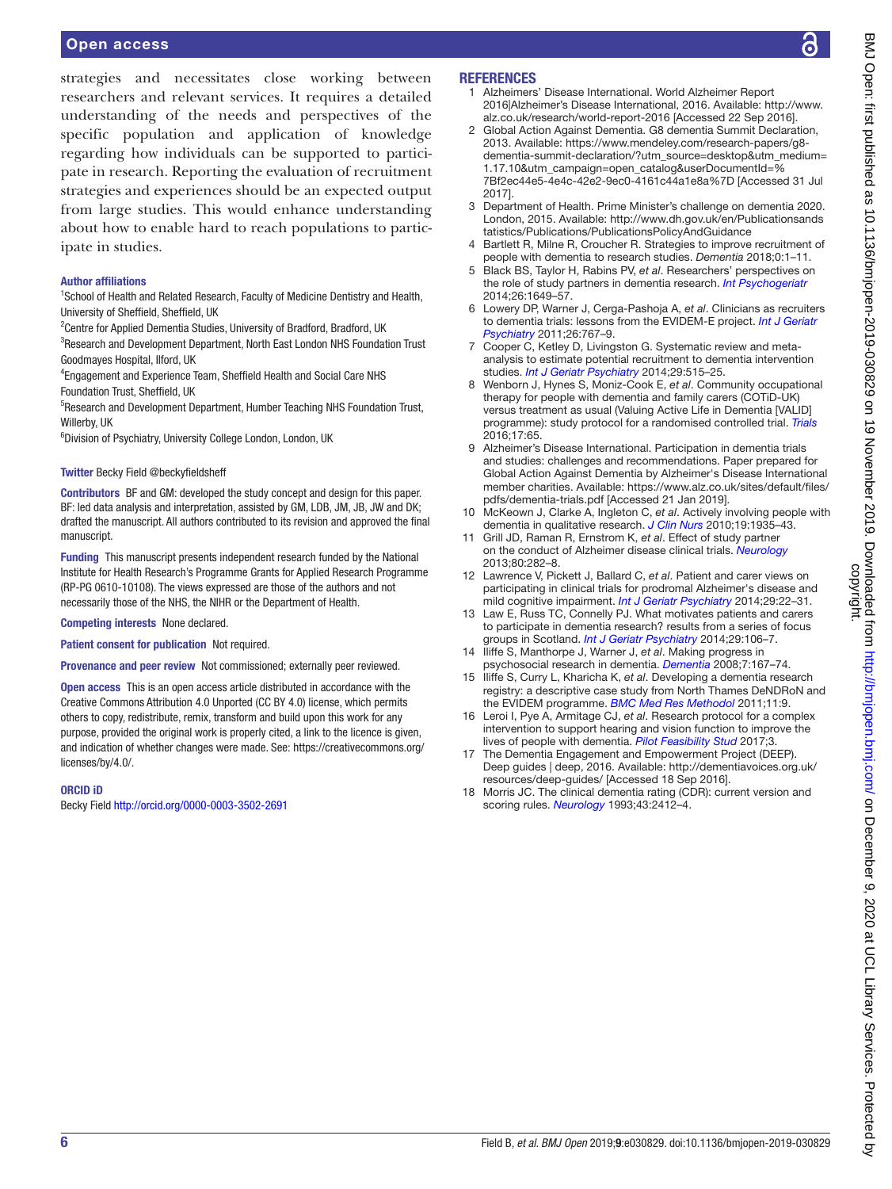strategies and necessitates close working between researchers and relevant services. It requires a detailed understanding of the needs and perspectives of the specific population and application of knowledge regarding how individuals can be supported to participate in research. Reporting the evaluation of recruitment strategies and experiences should be an expected output from large studies. This would enhance understanding about how to enable hard to reach populations to participate in studies.

**Author affiliations**

[1]School of Health and Related Research, Faculty of Medicine Dentistry and Health, University of Sheffield, Sheffield, UK

[2]Centre for Applied Dementia Studies, University of Bradford, Bradford, UK

[3]Research and Development Department, North East London NHS Foundation Trust Goodmayes Hospital, Ilford, UK

[4]Engagement and Experience Team, Sheffield Health and Social Care NHS Foundation Trust, Sheffield, UK

[5]Research and Development Department, Humber Teaching NHS Foundation Trust, Willerby, UK

[6]Division of Psychiatry, University College London, London, UK

**Twitter** Becky Field @beckyfieldsheff

**Contributors** BF and GM: developed the study concept and design for this paper. BF: led data analysis and interpretation, assisted by GM, LDB, JM, JB, JW and DK; drafted the manuscript. All authors contributed to its revision and approved the final manuscript.

**Funding** This manuscript presents independent research funded by the National Institute for Health Research's Programme Grants for Applied Research Programme (RP-PG 0610-10108). The views expressed are those of the authors and not necessarily those of the NHS, the NIHR or the Department of Health.

**Competing interests** None declared.

**Patient consent for publication** Not required.

**Provenance and peer review** Not commissioned; externally peer reviewed.

**Open access** This is an open access article distributed in accordance with the Creative Commons Attribution 4.0 Unported (CC BY 4.0) license, which permits others to copy, redistribute, remix, transform and build upon this work for any purpose, provided the original work is properly cited, a link to the licence is given, and indication of whether changes were made. See: https://creativecommons.org/licenses/by/4.0/.

**ORCID iD**

Becky Field http://orcid.org/0000-0003-3502-2691

## REFERENCES

1. Alzheimers' Disease International. World Alzheimer Report 2016|Alzheimer's Disease International, 2016. Available: http://www.alz.co.uk/research/world-report-2016 [Accessed 22 Sep 2016].
2. Global Action Against Dementia. G8 dementia Summit Declaration, 2013. Available: https://www.mendeley.com/research-papers/g8-dementia-summit-declaration/?utm_source=desktop&utm_medium=1.17.10&utm_campaign=open_catalog&userDocumentId=%7Bf2ec44e5-4e4c-42e2-9ec0-4161c44a1e8a%7D [Accessed 31 Jul 2017].
3. Department of Health. Prime Minister's challenge on dementia 2020. London, 2015. Available: http://www.dh.gov.uk/en/Publicationsandstatistics/Publications/PublicationsPolicyAndGuidance
4. Bartlett R, Milne R, Croucher R. Strategies to improve recruitment of people with dementia to research studies. *Dementia* 2018;0:1–11.
5. Black BS, Taylor H, Rabins PV, *et al*. Researchers' perspectives on the role of study partners in dementia research. *Int Psychogeriatr* 2014;26:1649–57.
6. Lowery DP, Warner J, Cerga-Pashoja A, *et al*. Clinicians as recruiters to dementia trials: lessons from the EVIDEM-E project. *Int J Geriatr Psychiatry* 2011;26:767–9.
7. Cooper C, Ketley D, Livingston G. Systematic review and meta-analysis to estimate potential recruitment to dementia intervention studies. *Int J Geriatr Psychiatry* 2014;29:515–25.
8. Wenborn J, Hynes S, Moniz-Cook E, *et al*. Community occupational therapy for people with dementia and family carers (COTiD-UK) versus treatment as usual (Valuing Active Life in Dementia [VALID] programme): study protocol for a randomised controlled trial. *Trials* 2016;17:65.
9. Alzheimer's Disease International. Participation in dementia trials and studies: challenges and recommendations. Paper prepared for Global Action Against Dementia by Alzheimer's Disease International member charities. Available: https://www.alz.co.uk/sites/default/files/pdfs/dementia-trials.pdf [Accessed 21 Jan 2019].
10. McKeown J, Clarke A, Ingleton C, *et al*. Actively involving people with dementia in qualitative research. *J Clin Nurs* 2010;19:1935–43.
11. Grill JD, Raman R, Ernstrom K, *et al*. Effect of study partner on the conduct of Alzheimer disease clinical trials. *Neurology* 2013;80:282–8.
12. Lawrence V, Pickett J, Ballard C, *et al*. Patient and carer views on participating in clinical trials for prodromal Alzheimer's disease and mild cognitive impairment. *Int J Geriatr Psychiatry* 2014;29:22–31.
13. Law E, Russ TC, Connelly PJ. What motivates patients and carers to participate in dementia research? results from a series of focus groups in Scotland. *Int J Geriatr Psychiatry* 2014;29:106–7.
14. Iliffe S, Manthorpe J, Warner J, *et al*. Making progress in psychosocial research in dementia. *Dementia* 2008;7:167–74.
15. Iliffe S, Curry L, Kharicha K, *et al*. Developing a dementia research registry: a descriptive case study from North Thames DeNDRoN and the EVIDEM programme. *BMC Med Res Methodol* 2011;11:9.
16. Leroi I, Pye A, Armitage CJ, *et al*. Research protocol for a complex intervention to support hearing and vision function to improve the lives of people with dementia. *Pilot Feasibility Stud* 2017;3.
17. The Dementia Engagement and Empowerment Project (DEEP). Deep guides | deep, 2016. Available: http://dementiavoices.org.uk/resources/deep-guides/ [Accessed 18 Sep 2016].
18. Morris JC. The clinical dementia rating (CDR): current version and scoring rules. *Neurology* 1993;43:2412–4.